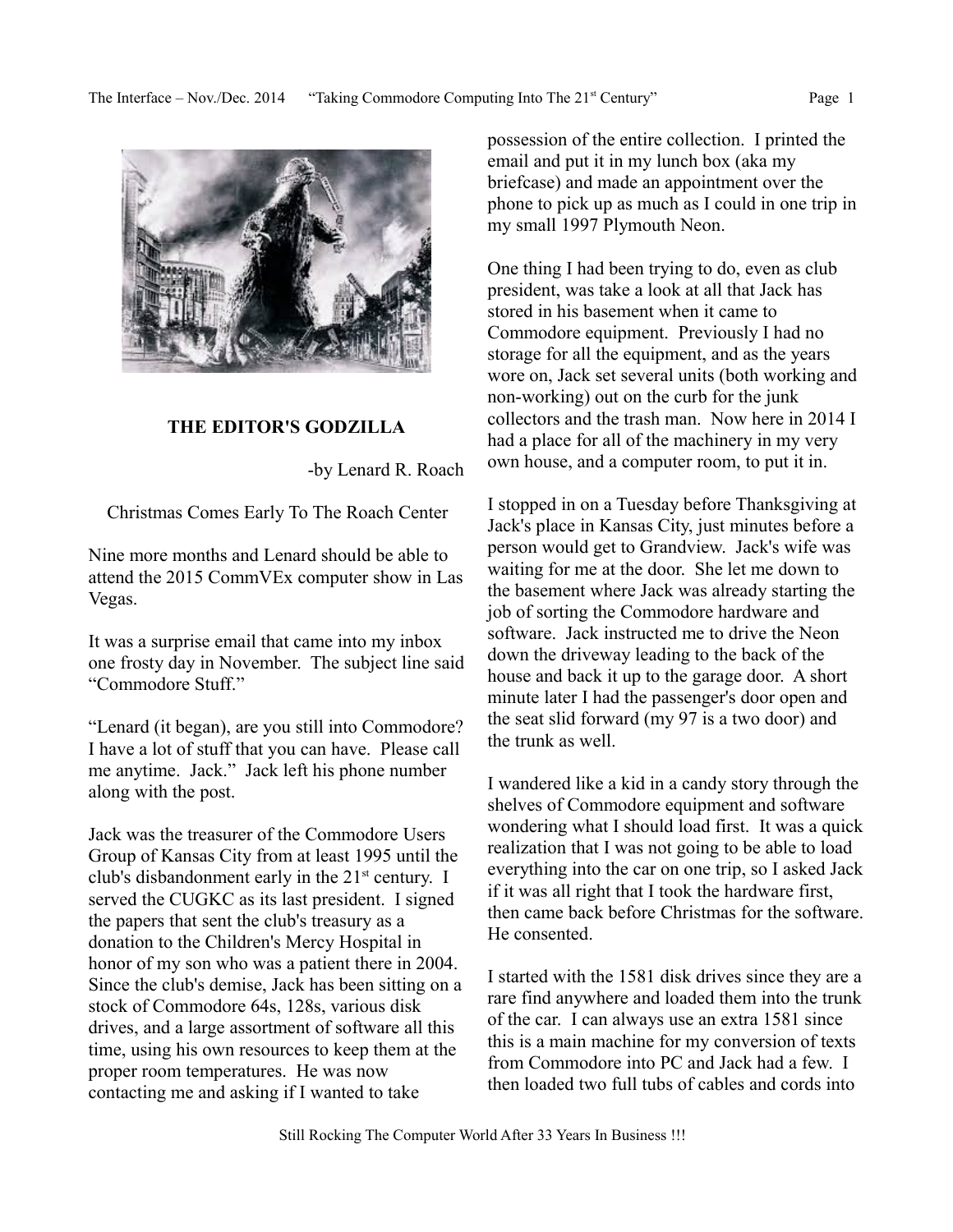## THE EDITOR'S GODZILLA

-by Lenard R. Roach

Christmas Comes Early To The Roach Center

Nine more months and Lenard should be able to attend the 2015 CommVEx computer show in Las Vegas.

It was a surprise email that came into my inbox one frosty day in November. The subject line said "Commodore Stuff."

"Lenard (it began), are you still into Commodore? I have a lot of stuff that you can have. Please call me anytime. Jack." Jack left his phone number along with the post.

Jack was the treasurer of the Commodore Users Group of Kansas City from at least 1995 until the club's disbandonment early in the 21st century. I served the CUGKC as its last president. I signed the papers that sent the club's treasury as a donation to the Children's Mercy Hospital in honor of my son who was a patient there in 2004. Since the club's demise, Jack has been sitting on a stock of Commodore 64s, 128s, various disk drives, and a large assortment of software all this time, using his own resources to keep them at the proper room temperatures. He was now contacting me and asking if I wanted to take possession of the entire collection. I printed the email and put it in my lunch box (aka my briefcase) and made an appointment over the phone to pick up as much as I could in one trip in my small 1997 Plymouth Neon.

One thing I had been trying to do, even as club president, was take a look at all that Jack has stored in his basement when it came to Commodore equipment. Previously I had no storage for all the equipment, and as the years wore on, Jack set several units (both working and non-working) out on the curb for the junk collectors and the trash man. Now here in 2014 I had a place for all of the machinery in my very own house, and a computer room, to put it in.

I stopped in on a Tuesday before Thanksgiving at Jack's place in Kansas City, just minutes before a person would get to Grandview. Jack's wife was waiting for me at the door. She let me down to the basement where Jack was already starting the job of sorting the Commodore hardware and software. Jack instructed me to drive the Neon down the driveway leading to the back of the house and back it up to the garage door. A short minute later I had the passenger's door open and the seat slid forward (my 97 is a two door) and the trunk as well.

I wandered like a kid in a candy story through the shelves of Commodore equipment and software wondering what I should load first. It was a quick realization that I was not going to be able to load everything into the car on one trip, so I asked Jack if it was all right that I took the hardware first, then came back before Christmas for the software. He consented.

I started with the 1581 disk drives since they are a rare find anywhere and loaded them into the trunk of the car. I can always use an extra 1581 since this is a main machine for my conversion of texts from Commodore into PC and Jack had a few. I then loaded two full tubs of cables and cords into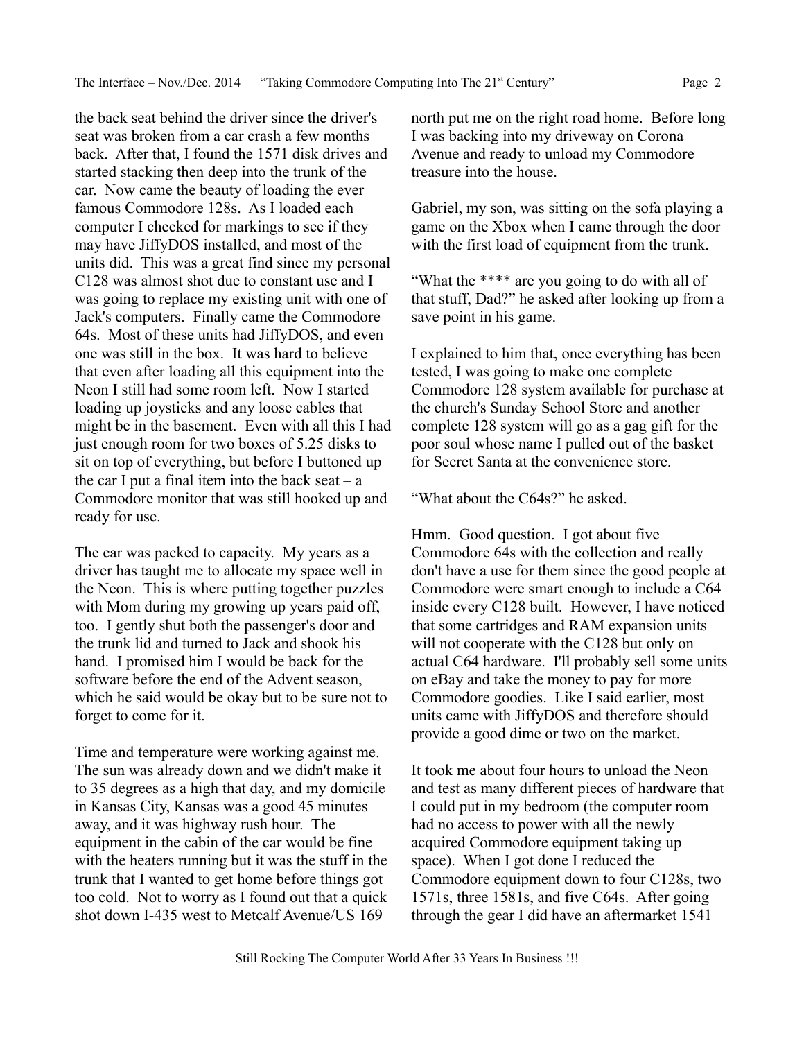the back seat behind the driver since the driver's seat was broken from a car crash a few months back. After that, I found the 1571 disk drives and started stacking then deep into the trunk of the car. Now came the beauty of loading the ever famous Commodore 128s. As I loaded each computer I checked for markings to see if they may have JiffyDOS installed, and most of the units did. This was a great find since my personal C128 was almost shot due to constant use and I was going to replace my existing unit with one of Jack's computers. Finally came the Commodore 64s. Most of these units had JiffyDOS, and even one was still in the box. It was hard to believe that even after loading all this equipment into the Neon I still had some room left. Now I started loading up joysticks and any loose cables that might be in the basement. Even with all this I had just enough room for two boxes of 5.25 disks to sit on top of everything, but before I buttoned up the car I put a final item into the back seat – a Commodore monitor that was still hooked up and ready for use.

The car was packed to capacity. My years as a driver has taught me to allocate my space well in the Neon. This is where putting together puzzles with Mom during my growing up years paid off, too. I gently shut both the passenger's door and the trunk lid and turned to Jack and shook his hand. I promised him I would be back for the software before the end of the Advent season, which he said would be okay but to be sure not to forget to come for it.

Time and temperature were working against me. The sun was already down and we didn't make it to 35 degrees as a high that day, and my domicile in Kansas City, Kansas was a good 45 minutes away, and it was highway rush hour. The equipment in the cabin of the car would be fine with the heaters running but it was the stuff in the trunk that I wanted to get home before things got too cold. Not to worry as I found out that a quick shot down I-435 west to Metcalf Avenue/US 169 north put me on the right road home. Before long I was backing into my driveway on Corona Avenue and ready to unload my Commodore treasure into the house.

Gabriel, my son, was sitting on the sofa playing a game on the Xbox when I came through the door with the first load of equipment from the trunk.

"What the **** are you going to do with all of that stuff, Dad?" he asked after looking up from a save point in his game.

I explained to him that, once everything has been tested, I was going to make one complete Commodore 128 system available for purchase at the church's Sunday School Store and another complete 128 system will go as a gag gift for the poor soul whose name I pulled out of the basket for Secret Santa at the convenience store.

"What about the C64s?" he asked.

Hmm. Good question. I got about five Commodore 64s with the collection and really don't have a use for them since the good people at Commodore were smart enough to include a C64 inside every C128 built. However, I have noticed that some cartridges and RAM expansion units will not cooperate with the C128 but only on actual C64 hardware. I'll probably sell some units on eBay and take the money to pay for more Commodore goodies. Like I said earlier, most units came with JiffyDOS and therefore should provide a good dime or two on the market.

It took me about four hours to unload the Neon and test as many different pieces of hardware that I could put in my bedroom (the computer room had no access to power with all the newly acquired Commodore equipment taking up space). When I got done I reduced the Commodore equipment down to four C128s, two 1571s, three 1581s, and five C64s. After going through the gear I did have an aftermarket 1541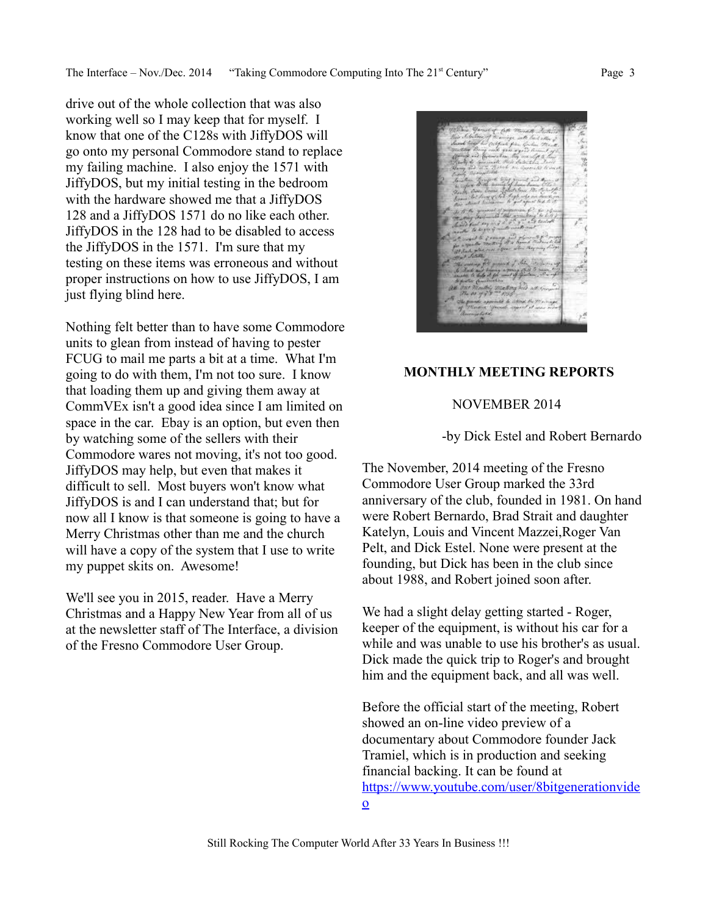drive out of the whole collection that was also working well so I may keep that for myself. I know that one of the C128s with JiffyDOS will go onto my personal Commodore stand to replace my failing machine. I also enjoy the 1571 with JiffyDOS, but my initial testing in the bedroom with the hardware showed me that a JiffyDOS 128 and a JiffyDOS 1571 do no like each other. JiffyDOS in the 128 had to be disabled to access the JiffyDOS in the 1571. I'm sure that my testing on these items was erroneous and without proper instructions on how to use JiffyDOS, I am just flying blind here.

Nothing felt better than to have some Commodore units to glean from instead of having to pester FCUG to mail me parts a bit at a time. What I'm going to do with them, I'm not too sure. I know that loading them up and giving them away at CommVEx isn't a good idea since I am limited on space in the car. Ebay is an option, but even then by watching some of the sellers with their Commodore wares not moving, it's not too good. JiffyDOS may help, but even that makes it difficult to sell. Most buyers won't know what JiffyDOS is and I can understand that; but for now all I know is that someone is going to have a Merry Christmas other than me and the church will have a copy of the system that I use to write my puppet skits on. Awesome!

We'll see you in 2015, reader. Have a Merry Christmas and a Happy New Year from all of us at the newsletter staff of The Interface, a division of the Fresno Commodore User Group.

## MONTHLY MEETING REPORTS

NOVEMBER 2014

-by Dick Estel and Robert Bernardo

The November, 2014 meeting of the Fresno Commodore User Group marked the 33rd anniversary of the club, founded in 1981. On hand were Robert Bernardo, Brad Strait and daughter Katelyn, Louis and Vincent Mazzei,Roger Van Pelt, and Dick Estel. None were present at the founding, but Dick has been in the club since about 1988, and Robert joined soon after.

We had a slight delay getting started - Roger, keeper of the equipment, is without his car for a while and was unable to use his brother's as usual. Dick made the quick trip to Roger's and brought him and the equipment back, and all was well.

Before the official start of the meeting, Robert showed an on-line video preview of a documentary about Commodore founder Jack Tramiel, which is in production and seeking financial backing. It can be found at https://www.youtube.com/user/8bitgenerationvideo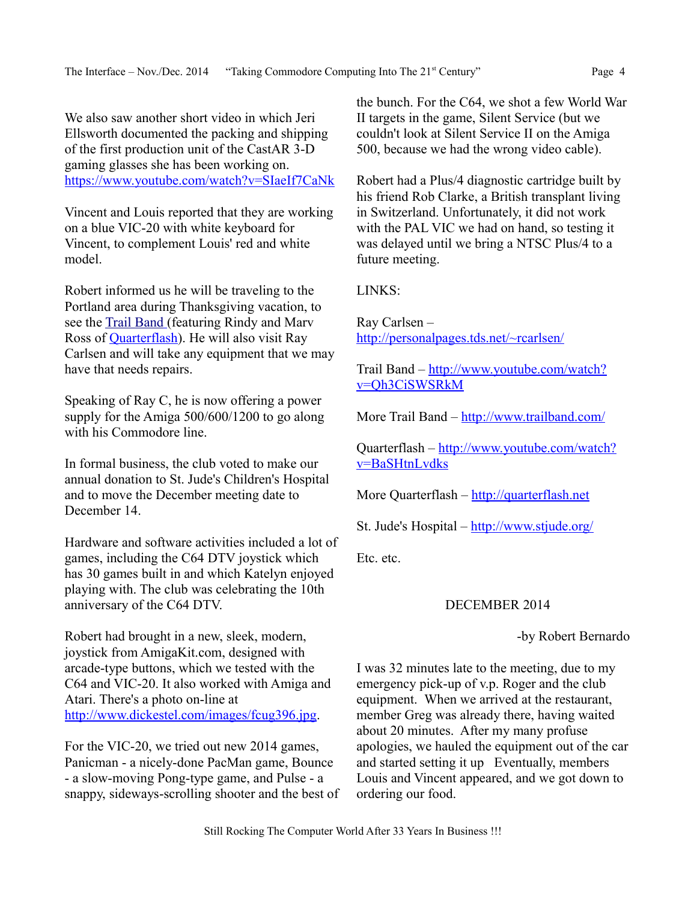We also saw another short video in which Jeri Ellsworth documented the packing and shipping of the first production unit of the CastAR 3-D gaming glasses she has been working on. https://www.youtube.com/watch?v=SIaeIf7CaNk

Vincent and Louis reported that they are working on a blue VIC-20 with white keyboard for Vincent, to complement Louis' red and white model.

Robert informed us he will be traveling to the Portland area during Thanksgiving vacation, to see the Trail Band (featuring Rindy and Marv Ross of Quarterflash). He will also visit Ray Carlsen and will take any equipment that we may have that needs repairs.

Speaking of Ray C, he is now offering a power supply for the Amiga 500/600/1200 to go along with his Commodore line.

In formal business, the club voted to make our annual donation to St. Jude's Children's Hospital and to move the December meeting date to December 14.

Hardware and software activities included a lot of games, including the C64 DTV joystick which has 30 games built in and which Katelyn enjoyed playing with. The club was celebrating the 10th anniversary of the C64 DTV.

Robert had brought in a new, sleek, modern, joystick from AmigaKit.com, designed with arcade-type buttons, which we tested with the C64 and VIC-20. It also worked with Amiga and Atari. There's a photo on-line at http://www.dickestel.com/images/fcug396.jpg.

For the VIC-20, we tried out new 2014 games, Panicman - a nicely-done PacMan game, Bounce - a slow-moving Pong-type game, and Pulse - a snappy, sideways-scrolling shooter and the best of the bunch. For the C64, we shot a few World War II targets in the game, Silent Service (but we couldn't look at Silent Service II on the Amiga 500, because we had the wrong video cable).

Robert had a Plus/4 diagnostic cartridge built by his friend Rob Clarke, a British transplant living in Switzerland. Unfortunately, it did not work with the PAL VIC we had on hand, so testing it was delayed until we bring a NTSC Plus/4 to a future meeting.

LINKS:

Ray Carlsen – http://personalpages.tds.net/~rcarlsen/

Trail Band – http://www.youtube.com/watch?v=Qh3CiSWSRkM

More Trail Band – http://www.trailband.com/

Quarterflash – http://www.youtube.com/watch?v=BaSHtnLvdks

More Quarterflash – http://quarterflash.net

St. Jude's Hospital – http://www.stjude.org/

Etc. etc.

## DECEMBER 2014

-by Robert Bernardo

I was 32 minutes late to the meeting, due to my emergency pick-up of v.p. Roger and the club equipment. When we arrived at the restaurant, member Greg was already there, having waited about 20 minutes. After my many profuse apologies, we hauled the equipment out of the car and started setting it up  Eventually, members Louis and Vincent appeared, and we got down to ordering our food.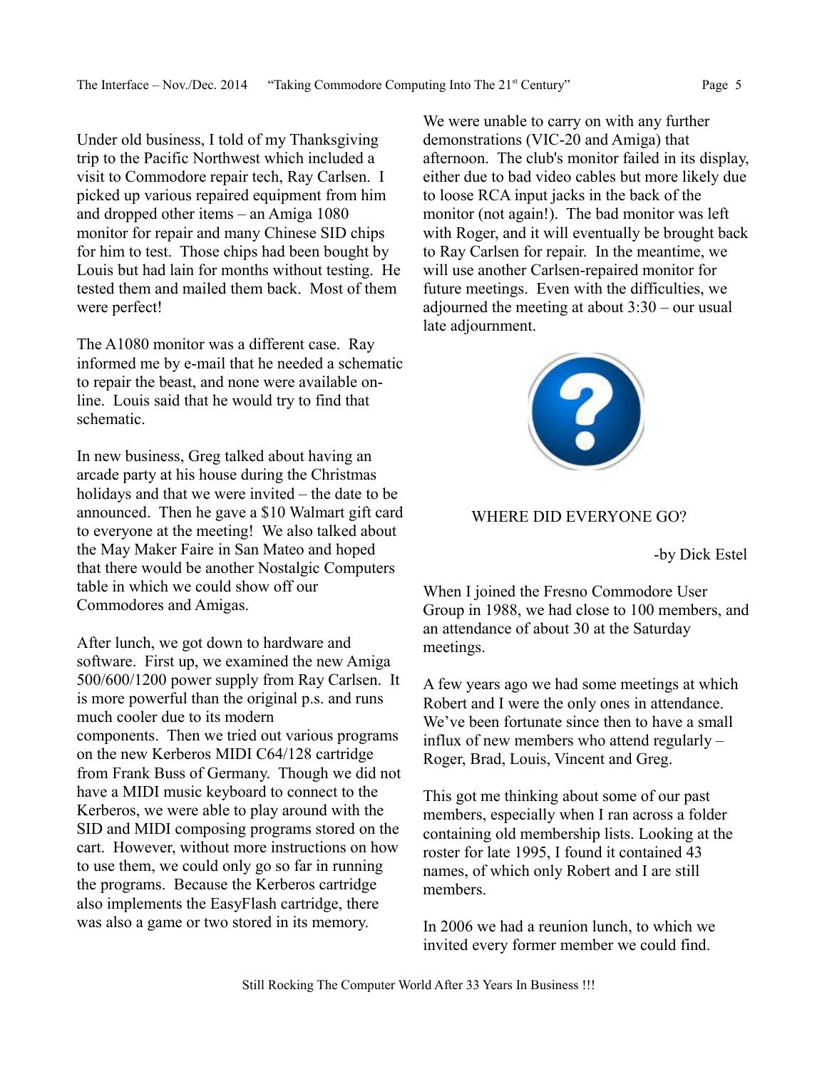Under old business, I told of my Thanksgiving trip to the Pacific Northwest which included a visit to Commodore repair tech, Ray Carlsen. I picked up various repaired equipment from him and dropped other items – an Amiga 1080 monitor for repair and many Chinese SID chips for him to test. Those chips had been bought by Louis but had lain for months without testing. He tested them and mailed them back. Most of them were perfect!

The A1080 monitor was a different case. Ray informed me by e-mail that he needed a schematic to repair the beast, and none were available on-line. Louis said that he would try to find that schematic.

In new business, Greg talked about having an arcade party at his house during the Christmas holidays and that we were invited – the date to be announced. Then he gave a $10 Walmart gift card to everyone at the meeting! We also talked about the May Maker Faire in San Mateo and hoped that there would be another Nostalgic Computers table in which we could show off our Commodores and Amigas.

After lunch, we got down to hardware and software. First up, we examined the new Amiga 500/600/1200 power supply from Ray Carlsen. It is more powerful than the original p.s. and runs much cooler due to its modern components. Then we tried out various programs on the new Kerberos MIDI C64/128 cartridge from Frank Buss of Germany. Though we did not have a MIDI music keyboard to connect to the Kerberos, we were able to play around with the SID and MIDI composing programs stored on the cart. However, without more instructions on how to use them, we could only go so far in running the programs. Because the Kerberos cartridge also implements the EasyFlash cartridge, there was also a game or two stored in its memory.

We were unable to carry on with any further demonstrations (VIC-20 and Amiga) that afternoon. The club's monitor failed in its display, either due to bad video cables but more likely due to loose RCA input jacks in the back of the monitor (not again!). The bad monitor was left with Roger, and it will eventually be brought back to Ray Carlsen for repair. In the meantime, we will use another Carlsen-repaired monitor for future meetings. Even with the difficulties, we adjourned the meeting at about 3:30 – our usual late adjournment.

## WHERE DID EVERYONE GO?

-by Dick Estel

When I joined the Fresno Commodore User Group in 1988, we had close to 100 members, and an attendance of about 30 at the Saturday meetings.

A few years ago we had some meetings at which Robert and I were the only ones in attendance. We've been fortunate since then to have a small influx of new members who attend regularly – Roger, Brad, Louis, Vincent and Greg.

This got me thinking about some of our past members, especially when I ran across a folder containing old membership lists. Looking at the roster for late 1995, I found it contained 43 names, of which only Robert and I are still members.

In 2006 we had a reunion lunch, to which we invited every former member we could find.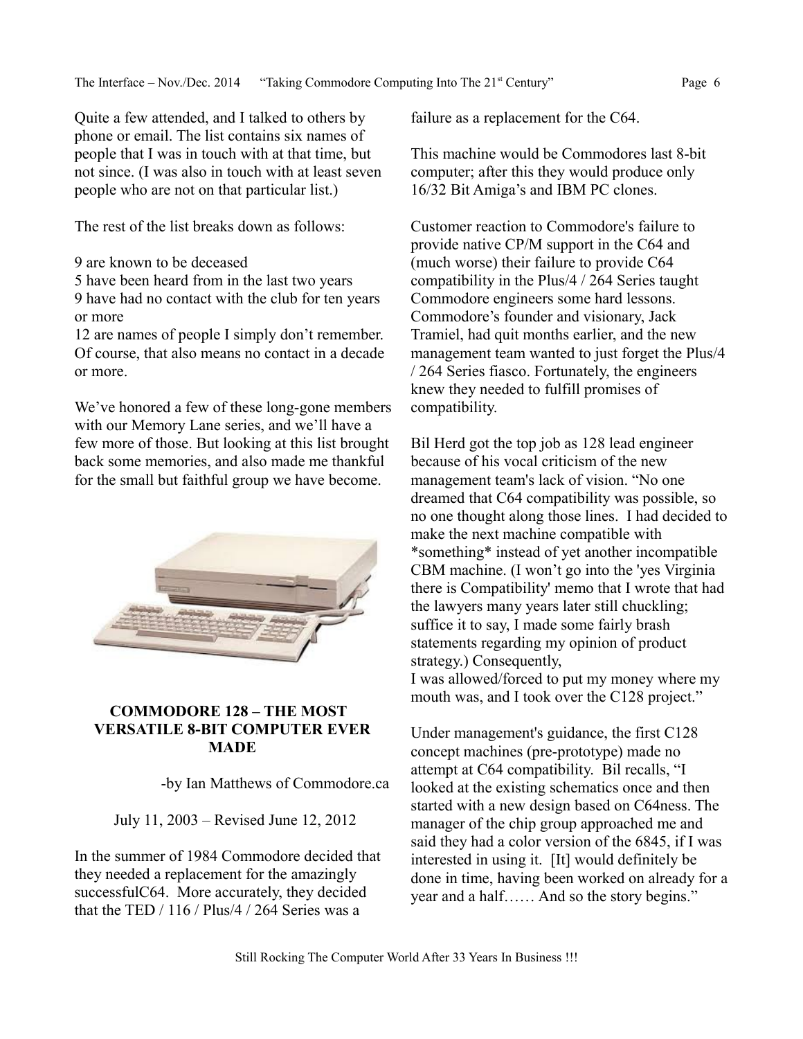Quite a few attended, and I talked to others by phone or email. The list contains six names of people that I was in touch with at that time, but not since. (I was also in touch with at least seven people who are not on that particular list.)

The rest of the list breaks down as follows:

9 are known to be deceased
5 have been heard from in the last two years
9 have had no contact with the club for ten years or more
12 are names of people I simply don't remember. Of course, that also means no contact in a decade or more.

We've honored a few of these long-gone members with our Memory Lane series, and we'll have a few more of those. But looking at this list brought back some memories, and also made me thankful for the small but faithful group we have become.

## COMMODORE 128 – THE MOST VERSATILE 8-BIT COMPUTER EVER MADE

-by Ian Matthews of Commodore.ca

July 11, 2003 – Revised June 12, 2012

In the summer of 1984 Commodore decided that they needed a replacement for the amazingly successfulC64. More accurately, they decided that the TED / 116 / Plus/4 / 264 Series was a failure as a replacement for the C64.

This machine would be Commodores last 8-bit computer; after this they would produce only 16/32 Bit Amiga's and IBM PC clones.

Customer reaction to Commodore's failure to provide native CP/M support in the C64 and (much worse) their failure to provide C64 compatibility in the Plus/4 / 264 Series taught Commodore engineers some hard lessons. Commodore's founder and visionary, Jack Tramiel, had quit months earlier, and the new management team wanted to just forget the Plus/4 / 264 Series fiasco. Fortunately, the engineers knew they needed to fulfill promises of compatibility.

Bil Herd got the top job as 128 lead engineer because of his vocal criticism of the new management team's lack of vision. "No one dreamed that C64 compatibility was possible, so no one thought along those lines. I had decided to make the next machine compatible with *something* instead of yet another incompatible CBM machine. (I won't go into the 'yes Virginia there is Compatibility' memo that I wrote that had the lawyers many years later still chuckling; suffice it to say, I made some fairly brash statements regarding my opinion of product strategy.) Consequently,
I was allowed/forced to put my money where my mouth was, and I took over the C128 project."

Under management's guidance, the first C128 concept machines (pre-prototype) made no attempt at C64 compatibility. Bil recalls, "I looked at the existing schematics once and then started with a new design based on C64ness. The manager of the chip group approached me and said they had a color version of the 6845, if I was interested in using it. [It] would definitely be done in time, having been worked on already for a year and a half…… And so the story begins."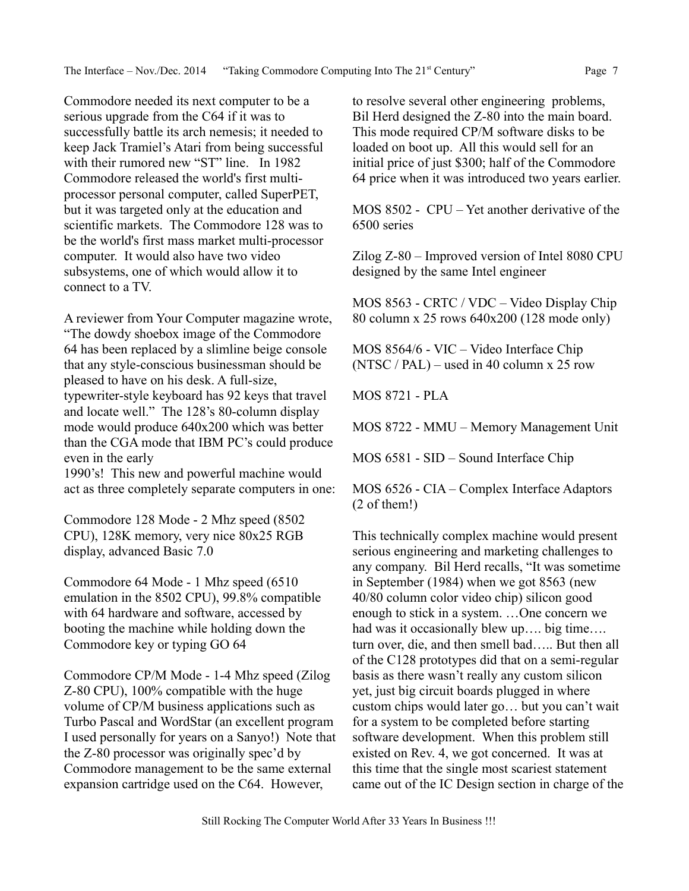Commodore needed its next computer to be a serious upgrade from the C64 if it was to successfully battle its arch nemesis; it needed to keep Jack Tramiel's Atari from being successful with their rumored new "ST" line. In 1982 Commodore released the world's first multi-processor personal computer, called SuperPET, but it was targeted only at the education and scientific markets. The Commodore 128 was to be the world's first mass market multi-processor computer. It would also have two video subsystems, one of which would allow it to connect to a TV.

A reviewer from Your Computer magazine wrote, "The dowdy shoebox image of the Commodore 64 has been replaced by a slimline beige console that any style-conscious businessman should be pleased to have on his desk. A full-size, typewriter-style keyboard has 92 keys that travel and locate well." The 128's 80-column display mode would produce 640x200 which was better than the CGA mode that IBM PC's could produce even in the early 1990's! This new and powerful machine would act as three completely separate computers in one:

Commodore 128 Mode - 2 Mhz speed (8502 CPU), 128K memory, very nice 80x25 RGB display, advanced Basic 7.0

Commodore 64 Mode - 1 Mhz speed (6510 emulation in the 8502 CPU), 99.8% compatible with 64 hardware and software, accessed by booting the machine while holding down the Commodore key or typing GO 64

Commodore CP/M Mode - 1-4 Mhz speed (Zilog Z-80 CPU), 100% compatible with the huge volume of CP/M business applications such as Turbo Pascal and WordStar (an excellent program I used personally for years on a Sanyo!) Note that the Z-80 processor was originally spec'd by Commodore management to be the same external expansion cartridge used on the C64. However, to resolve several other engineering problems, Bil Herd designed the Z-80 into the main board. This mode required CP/M software disks to be loaded on boot up. All this would sell for an initial price of just $300; half of the Commodore 64 price when it was introduced two years earlier.

MOS 8502 - CPU – Yet another derivative of the 6500 series

Zilog Z-80 – Improved version of Intel 8080 CPU designed by the same Intel engineer

MOS 8563 - CRTC / VDC – Video Display Chip 80 column x 25 rows 640x200 (128 mode only)

MOS 8564/6 - VIC – Video Interface Chip (NTSC / PAL) – used in 40 column x 25 row

MOS 8721 - PLA

MOS 8722 - MMU – Memory Management Unit

MOS 6581 - SID – Sound Interface Chip

MOS 6526 - CIA – Complex Interface Adaptors (2 of them!)

This technically complex machine would present serious engineering and marketing challenges to any company. Bil Herd recalls, "It was sometime in September (1984) when we got 8563 (new 40/80 column color video chip) silicon good enough to stick in a system. …One concern we had was it occasionally blew up…. big time…. turn over, die, and then smell bad….. But then all of the C128 prototypes did that on a semi-regular basis as there wasn't really any custom silicon yet, just big circuit boards plugged in where custom chips would later go… but you can't wait for a system to be completed before starting software development. When this problem still existed on Rev. 4, we got concerned. It was at this time that the single most scariest statement came out of the IC Design section in charge of the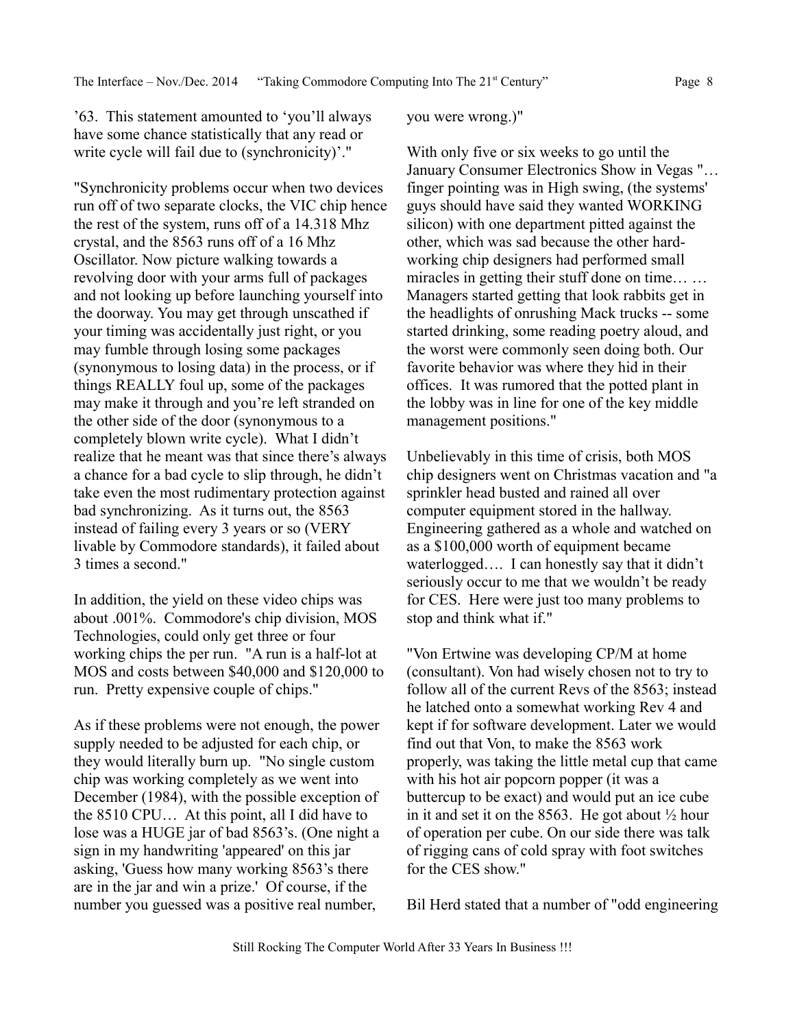’63. This statement amounted to ‘you’ll always have some chance statistically that any read or write cycle will fail due to (synchronicity)’."

"Synchronicity problems occur when two devices run off of two separate clocks, the VIC chip hence the rest of the system, runs off of a 14.318 Mhz crystal, and the 8563 runs off of a 16 Mhz Oscillator. Now picture walking towards a revolving door with your arms full of packages and not looking up before launching yourself into the doorway. You may get through unscathed if your timing was accidentally just right, or you may fumble through losing some packages (synonymous to losing data) in the process, or if things REALLY foul up, some of the packages may make it through and you’re left stranded on the other side of the door (synonymous to a completely blown write cycle). What I didn’t realize that he meant was that since there’s always a chance for a bad cycle to slip through, he didn’t take even the most rudimentary protection against bad synchronizing. As it turns out, the 8563 instead of failing every 3 years or so (VERY livable by Commodore standards), it failed about 3 times a second."

In addition, the yield on these video chips was about .001%. Commodore's chip division, MOS Technologies, could only get three or four working chips the per run. "A run is a half-lot at MOS and costs between $40,000 and $120,000 to run. Pretty expensive couple of chips."

As if these problems were not enough, the power supply needed to be adjusted for each chip, or they would literally burn up. "No single custom chip was working completely as we went into December (1984), with the possible exception of the 8510 CPU… At this point, all I did have to lose was a HUGE jar of bad 8563’s. (One night a sign in my handwriting 'appeared' on this jar asking, 'Guess how many working 8563’s there are in the jar and win a prize.' Of course, if the number you guessed was a positive real number, you were wrong.)"

With only five or six weeks to go until the January Consumer Electronics Show in Vegas "… finger pointing was in High swing, (the systems' guys should have said they wanted WORKING silicon) with one department pitted against the other, which was sad because the other hard-working chip designers had performed small miracles in getting their stuff done on time… … Managers started getting that look rabbits get in the headlights of onrushing Mack trucks -- some started drinking, some reading poetry aloud, and the worst were commonly seen doing both. Our favorite behavior was where they hid in their offices. It was rumored that the potted plant in the lobby was in line for one of the key middle management positions."

Unbelievably in this time of crisis, both MOS chip designers went on Christmas vacation and "a sprinkler head busted and rained all over computer equipment stored in the hallway. Engineering gathered as a whole and watched on as a $100,000 worth of equipment became waterlogged…. I can honestly say that it didn’t seriously occur to me that we wouldn’t be ready for CES. Here were just too many problems to stop and think what if."

"Von Ertwine was developing CP/M at home (consultant). Von had wisely chosen not to try to follow all of the current Revs of the 8563; instead he latched onto a somewhat working Rev 4 and kept if for software development. Later we would find out that Von, to make the 8563 work properly, was taking the little metal cup that came with his hot air popcorn popper (it was a buttercup to be exact) and would put an ice cube in it and set it on the 8563. He got about ½ hour of operation per cube. On our side there was talk of rigging cans of cold spray with foot switches for the CES show."

Bil Herd stated that a number of "odd engineering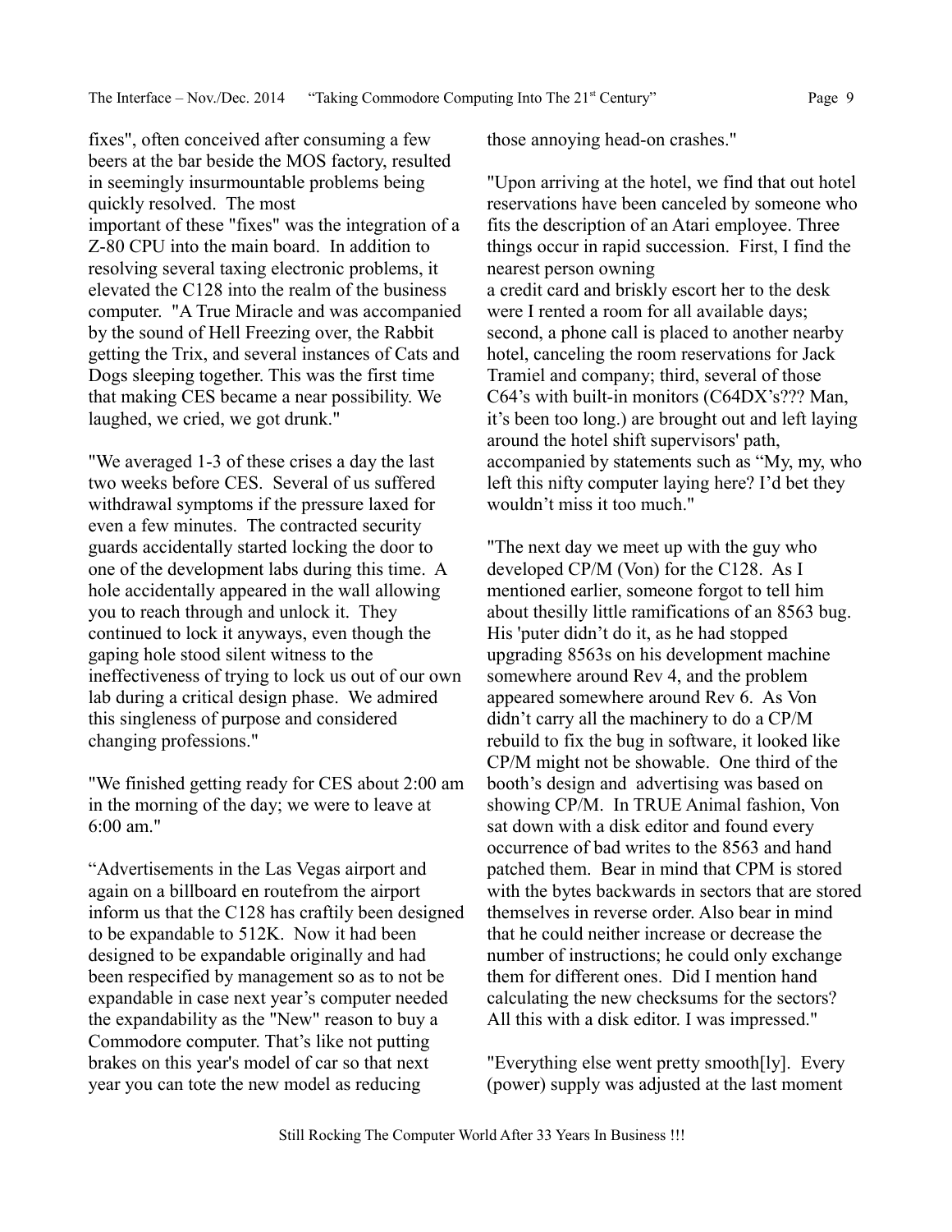fixes", often conceived after consuming a few beers at the bar beside the MOS factory, resulted in seemingly insurmountable problems being quickly resolved. The most important of these "fixes" was the integration of a Z-80 CPU into the main board. In addition to resolving several taxing electronic problems, it elevated the C128 into the realm of the business computer. "A True Miracle and was accompanied by the sound of Hell Freezing over, the Rabbit getting the Trix, and several instances of Cats and Dogs sleeping together. This was the first time that making CES became a near possibility. We laughed, we cried, we got drunk."

"We averaged 1-3 of these crises a day the last two weeks before CES. Several of us suffered withdrawal symptoms if the pressure laxed for even a few minutes. The contracted security guards accidentally started locking the door to one of the development labs during this time. A hole accidentally appeared in the wall allowing you to reach through and unlock it. They continued to lock it anyways, even though the gaping hole stood silent witness to the ineffectiveness of trying to lock us out of our own lab during a critical design phase. We admired this singleness of purpose and considered changing professions."

"We finished getting ready for CES about 2:00 am in the morning of the day; we were to leave at 6:00 am."

"Advertisements in the Las Vegas airport and again on a billboard en routefrom the airport inform us that the C128 has craftily been designed to be expandable to 512K. Now it had been designed to be expandable originally and had been respecified by management so as to not be expandable in case next year's computer needed the expandability as the "New" reason to buy a Commodore computer. That's like not putting brakes on this year's model of car so that next year you can tote the new model as reducing those annoying head-on crashes."

"Upon arriving at the hotel, we find that out hotel reservations have been canceled by someone who fits the description of an Atari employee. Three things occur in rapid succession. First, I find the nearest person owning a credit card and briskly escort her to the desk were I rented a room for all available days; second, a phone call is placed to another nearby hotel, canceling the room reservations for Jack Tramiel and company; third, several of those C64's with built-in monitors (C64DX's??? Man, it's been too long.) are brought out and left laying around the hotel shift supervisors' path, accompanied by statements such as "My, my, who left this nifty computer laying here? I'd bet they wouldn't miss it too much."

"The next day we meet up with the guy who developed CP/M (Von) for the C128. As I mentioned earlier, someone forgot to tell him about thesilly little ramifications of an 8563 bug. His 'puter didn't do it, as he had stopped upgrading 8563s on his development machine somewhere around Rev 4, and the problem appeared somewhere around Rev 6. As Von didn't carry all the machinery to do a CP/M rebuild to fix the bug in software, it looked like CP/M might not be showable. One third of the booth's design and advertising was based on showing CP/M. In TRUE Animal fashion, Von sat down with a disk editor and found every occurrence of bad writes to the 8563 and hand patched them. Bear in mind that CPM is stored with the bytes backwards in sectors that are stored themselves in reverse order. Also bear in mind that he could neither increase or decrease the number of instructions; he could only exchange them for different ones. Did I mention hand calculating the new checksums for the sectors? All this with a disk editor. I was impressed."

"Everything else went pretty smooth[ly]. Every (power) supply was adjusted at the last moment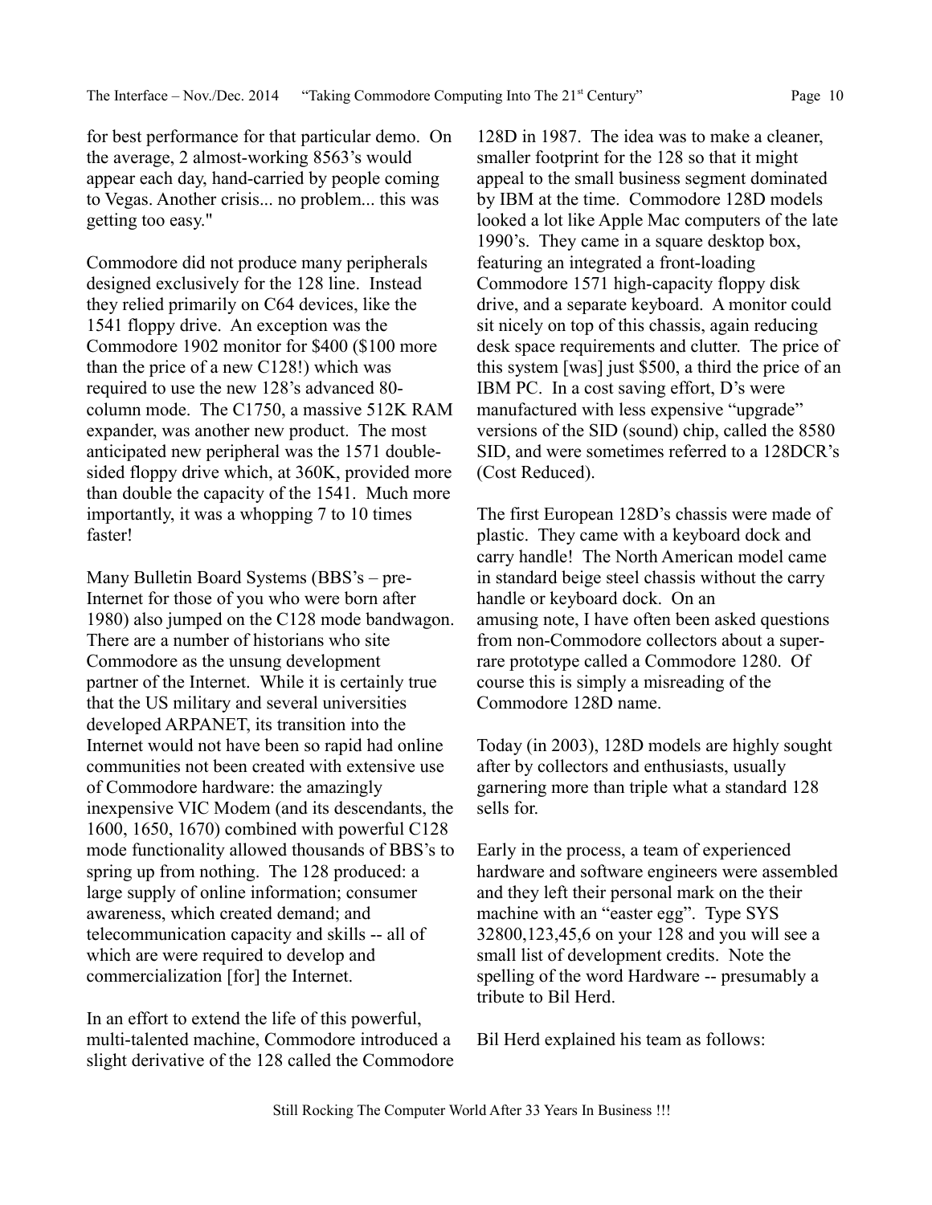for best performance for that particular demo. On the average, 2 almost-working 8563's would appear each day, hand-carried by people coming to Vegas. Another crisis... no problem... this was getting too easy."

Commodore did not produce many peripherals designed exclusively for the 128 line. Instead they relied primarily on C64 devices, like the 1541 floppy drive. An exception was the Commodore 1902 monitor for $400 ($100 more than the price of a new C128!) which was required to use the new 128's advanced 80-column mode. The C1750, a massive 512K RAM expander, was another new product. The most anticipated new peripheral was the 1571 double-sided floppy drive which, at 360K, provided more than double the capacity of the 1541. Much more importantly, it was a whopping 7 to 10 times faster!

Many Bulletin Board Systems (BBS's – pre-Internet for those of you who were born after 1980) also jumped on the C128 mode bandwagon. There are a number of historians who site Commodore as the unsung development partner of the Internet. While it is certainly true that the US military and several universities developed ARPANET, its transition into the Internet would not have been so rapid had online communities not been created with extensive use of Commodore hardware: the amazingly inexpensive VIC Modem (and its descendants, the 1600, 1650, 1670) combined with powerful C128 mode functionality allowed thousands of BBS's to spring up from nothing. The 128 produced: a large supply of online information; consumer awareness, which created demand; and telecommunication capacity and skills -- all of which are were required to develop and commercialization [for] the Internet.

In an effort to extend the life of this powerful, multi-talented machine, Commodore introduced a slight derivative of the 128 called the Commodore 128D in 1987. The idea was to make a cleaner, smaller footprint for the 128 so that it might appeal to the small business segment dominated by IBM at the time. Commodore 128D models looked a lot like Apple Mac computers of the late 1990's. They came in a square desktop box, featuring an integrated a front-loading Commodore 1571 high-capacity floppy disk drive, and a separate keyboard. A monitor could sit nicely on top of this chassis, again reducing desk space requirements and clutter. The price of this system [was] just $500, a third the price of an IBM PC. In a cost saving effort, D's were manufactured with less expensive "upgrade" versions of the SID (sound) chip, called the 8580 SID, and were sometimes referred to a 128DCR's (Cost Reduced).

The first European 128D's chassis were made of plastic. They came with a keyboard dock and carry handle! The North American model came in standard beige steel chassis without the carry handle or keyboard dock. On an amusing note, I have often been asked questions from non-Commodore collectors about a super-rare prototype called a Commodore 1280. Of course this is simply a misreading of the Commodore 128D name.

Today (in 2003), 128D models are highly sought after by collectors and enthusiasts, usually garnering more than triple what a standard 128 sells for.

Early in the process, a team of experienced hardware and software engineers were assembled and they left their personal mark on the their machine with an "easter egg". Type SYS 32800,123,45,6 on your 128 and you will see a small list of development credits. Note the spelling of the word Hardware -- presumably a tribute to Bil Herd.

Bil Herd explained his team as follows: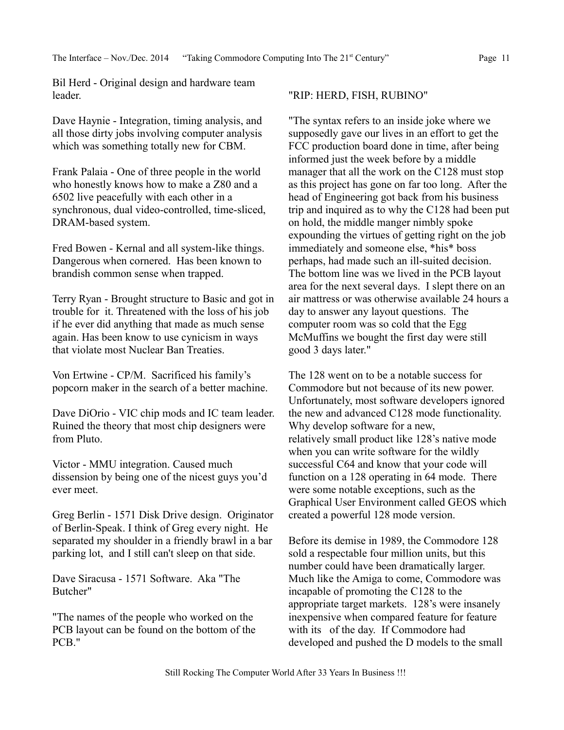Bil Herd - Original design and hardware team leader.

Dave Haynie - Integration, timing analysis, and all those dirty jobs involving computer analysis which was something totally new for CBM.

Frank Palaia - One of three people in the world who honestly knows how to make a Z80 and a 6502 live peacefully with each other in a synchronous, dual video-controlled, time-sliced, DRAM-based system.

Fred Bowen - Kernal and all system-like things. Dangerous when cornered. Has been known to brandish common sense when trapped.

Terry Ryan - Brought structure to Basic and got in trouble for it. Threatened with the loss of his job if he ever did anything that made as much sense again. Has been know to use cynicism in ways that violate most Nuclear Ban Treaties.

Von Ertwine - CP/M. Sacrificed his family's popcorn maker in the search of a better machine.

Dave DiOrio - VIC chip mods and IC team leader. Ruined the theory that most chip designers were from Pluto.

Victor - MMU integration. Caused much dissension by being one of the nicest guys you'd ever meet.

Greg Berlin - 1571 Disk Drive design. Originator of Berlin-Speak. I think of Greg every night. He separated my shoulder in a friendly brawl in a bar parking lot, and I still can't sleep on that side.

Dave Siracusa - 1571 Software. Aka "The Butcher"

"The names of the people who worked on the PCB layout can be found on the bottom of the PCB."

"RIP: HERD, FISH, RUBINO"

"The syntax refers to an inside joke where we supposedly gave our lives in an effort to get the FCC production board done in time, after being informed just the week before by a middle manager that all the work on the C128 must stop as this project has gone on far too long. After the head of Engineering got back from his business trip and inquired as to why the C128 had been put on hold, the middle manger nimbly spoke expounding the virtues of getting right on the job immediately and someone else, *his* boss perhaps, had made such an ill-suited decision. The bottom line was we lived in the PCB layout area for the next several days. I slept there on an air mattress or was otherwise available 24 hours a day to answer any layout questions. The computer room was so cold that the Egg McMuffins we bought the first day were still good 3 days later."

The 128 went on to be a notable success for Commodore but not because of its new power. Unfortunately, most software developers ignored the new and advanced C128 mode functionality. Why develop software for a new, relatively small product like 128's native mode when you can write software for the wildly successful C64 and know that your code will function on a 128 operating in 64 mode. There were some notable exceptions, such as the Graphical User Environment called GEOS which created a powerful 128 mode version.

Before its demise in 1989, the Commodore 128 sold a respectable four million units, but this number could have been dramatically larger. Much like the Amiga to come, Commodore was incapable of promoting the C128 to the appropriate target markets. 128's were insanely inexpensive when compared feature for feature with its of the day. If Commodore had developed and pushed the D models to the small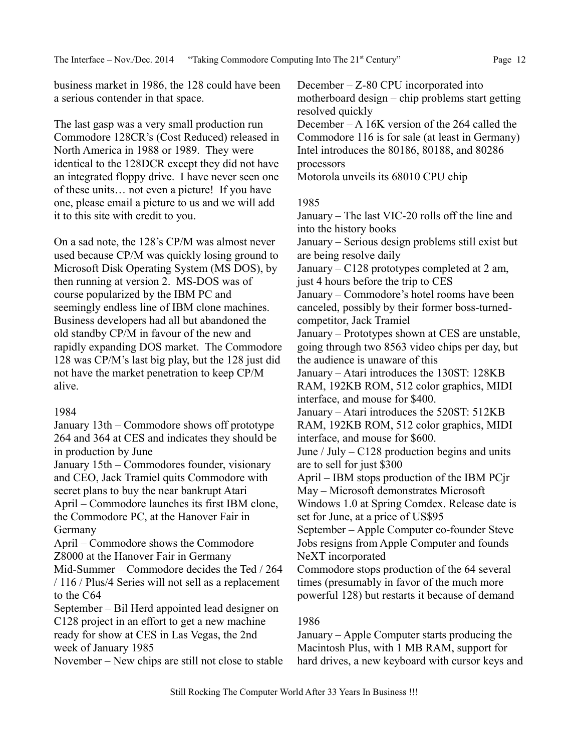business market in 1986, the 128 could have been a serious contender in that space.

The last gasp was a very small production run Commodore 128CR's (Cost Reduced) released in North America in 1988 or 1989. They were identical to the 128DCR except they did not have an integrated floppy drive. I have never seen one of these units… not even a picture! If you have one, please email a picture to us and we will add it to this site with credit to you.

On a sad note, the 128's CP/M was almost never used because CP/M was quickly losing ground to Microsoft Disk Operating System (MS DOS), by then running at version 2. MS-DOS was of course popularized by the IBM PC and seemingly endless line of IBM clone machines. Business developers had all but abandoned the old standby CP/M in favour of the new and rapidly expanding DOS market. The Commodore 128 was CP/M's last big play, but the 128 just did not have the market penetration to keep CP/M alive.

1984

January 13th – Commodore shows off prototype 264 and 364 at CES and indicates they should be in production by June
January 15th – Commodores founder, visionary and CEO, Jack Tramiel quits Commodore with secret plans to buy the near bankrupt Atari
April – Commodore launches its first IBM clone, the Commodore PC, at the Hanover Fair in Germany
April – Commodore shows the Commodore Z8000 at the Hanover Fair in Germany
Mid-Summer – Commodore decides the Ted / 264 / 116 / Plus/4 Series will not sell as a replacement to the C64
September – Bil Herd appointed lead designer on C128 project in an effort to get a new machine ready for show at CES in Las Vegas, the 2nd week of January 1985
November – New chips are still not close to stable
December – Z-80 CPU incorporated into motherboard design – chip problems start getting resolved quickly
December – A 16K version of the 264 called the Commodore 116 is for sale (at least in Germany)
Intel introduces the 80186, 80188, and 80286 processors
Motorola unveils its 68010 CPU chip

1985

January – The last VIC-20 rolls off the line and into the history books
January – Serious design problems still exist but are being resolve daily
January – C128 prototypes completed at 2 am, just 4 hours before the trip to CES
January – Commodore's hotel rooms have been canceled, possibly by their former boss-turned-competitor, Jack Tramiel
January – Prototypes shown at CES are unstable, going through two 8563 video chips per day, but the audience is unaware of this
January – Atari introduces the 130ST: 128KB RAM, 192KB ROM, 512 color graphics, MIDI interface, and mouse for $400.
January – Atari introduces the 520ST: 512KB RAM, 192KB ROM, 512 color graphics, MIDI interface, and mouse for $600.
June / July – C128 production begins and units are to sell for just $300
April – IBM stops production of the IBM PCjr
May – Microsoft demonstrates Microsoft Windows 1.0 at Spring Comdex. Release date is set for June, at a price of US$95
September – Apple Computer co-founder Steve Jobs resigns from Apple Computer and founds NeXT incorporated
Commodore stops production of the 64 several times (presumably in favor of the much more powerful 128) but restarts it because of demand

1986

January – Apple Computer starts producing the Macintosh Plus, with 1 MB RAM, support for hard drives, a new keyboard with cursor keys and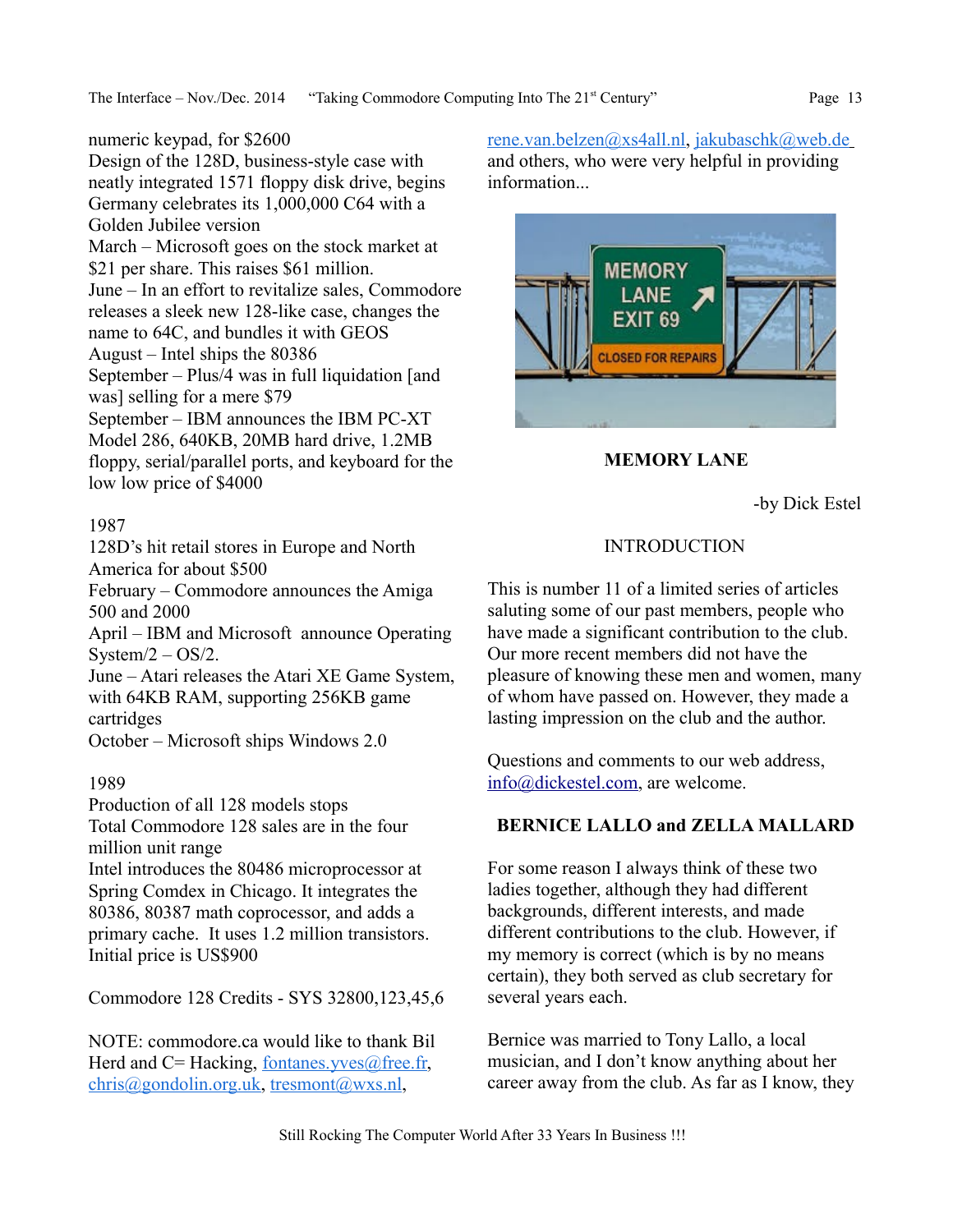numeric keypad, for $2600
Design of the 128D, business-style case with neatly integrated 1571 floppy disk drive, begins
Germany celebrates its 1,000,000 C64 with a Golden Jubilee version
March – Microsoft goes on the stock market at $21 per share. This raises $61 million.
June – In an effort to revitalize sales, Commodore releases a sleek new 128-like case, changes the name to 64C, and bundles it with GEOS
August – Intel ships the 80386
September – Plus/4 was in full liquidation [and was] selling for a mere $79
September – IBM announces the IBM PC-XT Model 286, 640KB, 20MB hard drive, 1.2MB floppy, serial/parallel ports, and keyboard for the low low price of $4000

1987
128D's hit retail stores in Europe and North America for about $500
February – Commodore announces the Amiga 500 and 2000
April – IBM and Microsoft announce Operating System/2 – OS/2.
June – Atari releases the Atari XE Game System, with 64KB RAM, supporting 256KB game cartridges
October – Microsoft ships Windows 2.0

1989
Production of all 128 models stops
Total Commodore 128 sales are in the four million unit range
Intel introduces the 80486 microprocessor at Spring Comdex in Chicago. It integrates the 80386, 80387 math coprocessor, and adds a primary cache. It uses 1.2 million transistors. Initial price is US$900

Commodore 128 Credits - SYS 32800,123,45,6

NOTE: commodore.ca would like to thank Bil Herd and C= Hacking, fontanes.yves@free.fr, chris@gondolin.org.uk, tresmont@wxs.nl, rene.van.belzen@xs4all.nl, jakubaschk@web.de and others, who were very helpful in providing information...

**MEMORY LANE**

-by Dick Estel

INTRODUCTION

This is number 11 of a limited series of articles saluting some of our past members, people who have made a significant contribution to the club. Our more recent members did not have the pleasure of knowing these men and women, many of whom have passed on. However, they made a lasting impression on the club and the author.

Questions and comments to our web address, info@dickestel.com, are welcome.

**BERNICE LALLO and ZELLA MALLARD**

For some reason I always think of these two ladies together, although they had different backgrounds, different interests, and made different contributions to the club. However, if my memory is correct (which is by no means certain), they both served as club secretary for several years each.

Bernice was married to Tony Lallo, a local musician, and I don't know anything about her career away from the club. As far as I know, they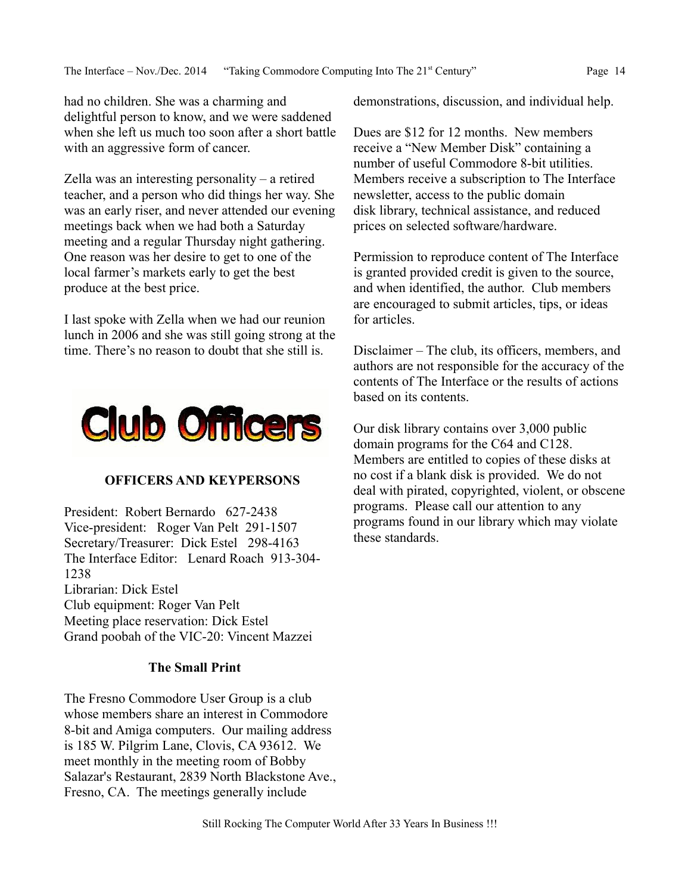had no children. She was a charming and delightful person to know, and we were saddened when she left us much too soon after a short battle with an aggressive form of cancer.

Zella was an interesting personality – a retired teacher, and a person who did things her way. She was an early riser, and never attended our evening meetings back when we had both a Saturday meeting and a regular Thursday night gathering. One reason was her desire to get to one of the local farmer's markets early to get the best produce at the best price.

I last spoke with Zella when we had our reunion lunch in 2006 and she was still going strong at the time. There's no reason to doubt that she still is.

# Club Officers

### OFFICERS AND KEYPERSONS

President: Robert Bernardo 627-2438
Vice-president: Roger Van Pelt 291-1507
Secretary/Treasurer: Dick Estel 298-4163
The Interface Editor: Lenard Roach 913-304-1238
Librarian: Dick Estel
Club equipment: Roger Van Pelt
Meeting place reservation: Dick Estel
Grand poobah of the VIC-20: Vincent Mazzei

### The Small Print

The Fresno Commodore User Group is a club whose members share an interest in Commodore 8-bit and Amiga computers. Our mailing address is 185 W. Pilgrim Lane, Clovis, CA 93612. We meet monthly in the meeting room of Bobby Salazar's Restaurant, 2839 North Blackstone Ave., Fresno, CA. The meetings generally include demonstrations, discussion, and individual help.

Dues are $12 for 12 months. New members receive a "New Member Disk" containing a number of useful Commodore 8-bit utilities. Members receive a subscription to The Interface newsletter, access to the public domain disk library, technical assistance, and reduced prices on selected software/hardware.

Permission to reproduce content of The Interface is granted provided credit is given to the source, and when identified, the author. Club members are encouraged to submit articles, tips, or ideas for articles.

Disclaimer – The club, its officers, members, and authors are not responsible for the accuracy of the contents of The Interface or the results of actions based on its contents.

Our disk library contains over 3,000 public domain programs for the C64 and C128. Members are entitled to copies of these disks at no cost if a blank disk is provided. We do not deal with pirated, copyrighted, violent, or obscene programs. Please call our attention to any programs found in our library which may violate these standards.